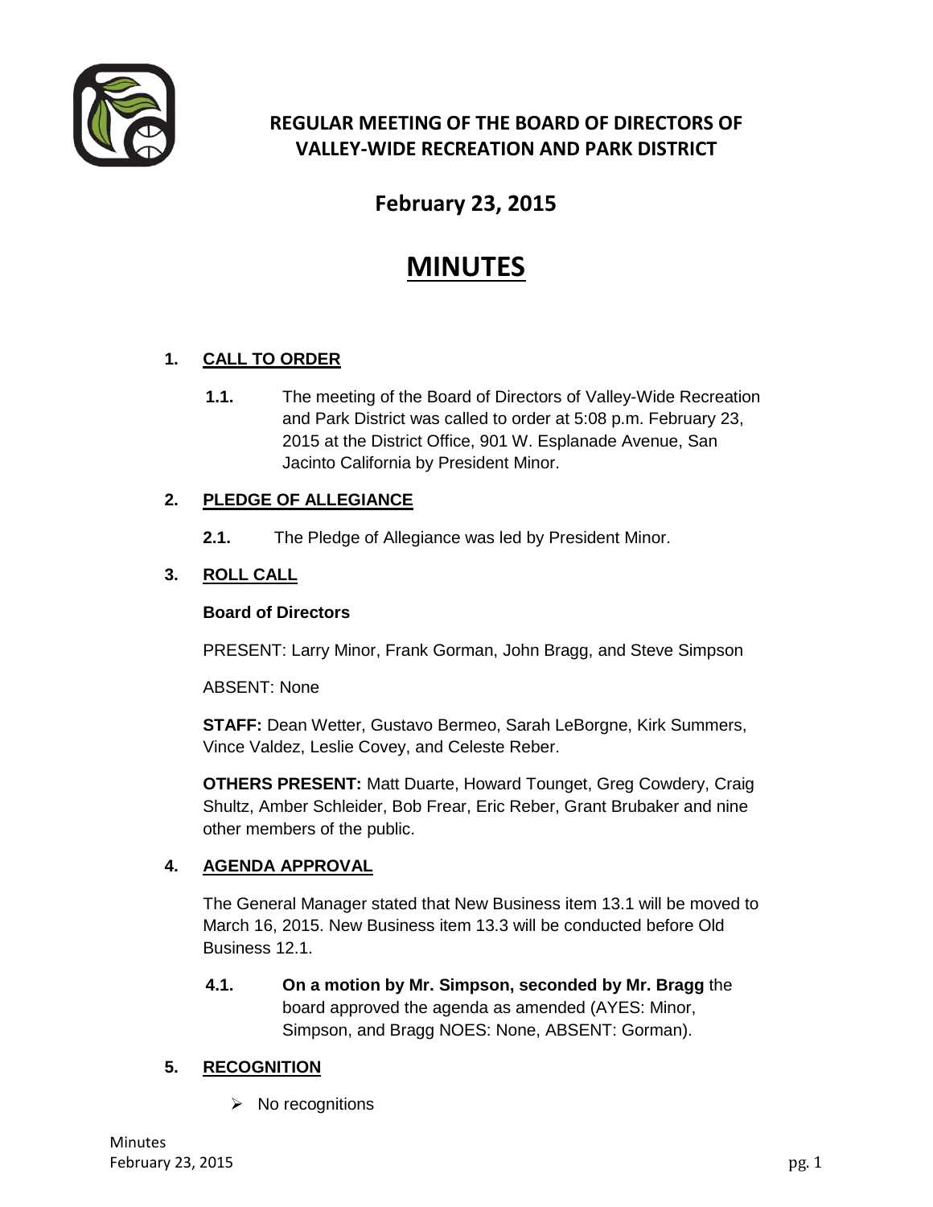# REGULAR MEETING OF THE BOARD OF DIRECTORS OF VALLEY-WIDE RECREATION AND PARK DISTRICT

## February 23, 2015

# MINUTES

### 1. CALL TO ORDER

**1.1.** The meeting of the Board of Directors of Valley-Wide Recreation and Park District was called to order at 5:08 p.m. February 23, 2015 at the District Office, 901 W. Esplanade Avenue, San Jacinto California by President Minor.

### 2. PLEDGE OF ALLEGIANCE

**2.1.** The Pledge of Allegiance was led by President Minor.

### 3. ROLL CALL

**Board of Directors**

PRESENT: Larry Minor, Frank Gorman, John Bragg, and Steve Simpson

ABSENT: None

**STAFF:** Dean Wetter, Gustavo Bermeo, Sarah LeBorgne, Kirk Summers, Vince Valdez, Leslie Covey, and Celeste Reber.

**OTHERS PRESENT:** Matt Duarte, Howard Tounget, Greg Cowdery, Craig Shultz, Amber Schleider, Bob Frear, Eric Reber, Grant Brubaker and nine other members of the public.

### 4. AGENDA APPROVAL

The General Manager stated that New Business item 13.1 will be moved to March 16, 2015. New Business item 13.3 will be conducted before Old Business 12.1.

**4.1.** **On a motion by Mr. Simpson, seconded by Mr. Bragg** the board approved the agenda as amended (AYES: Minor, Simpson, and Bragg NOES: None, ABSENT: Gorman).

### 5. RECOGNITION

- No recognitions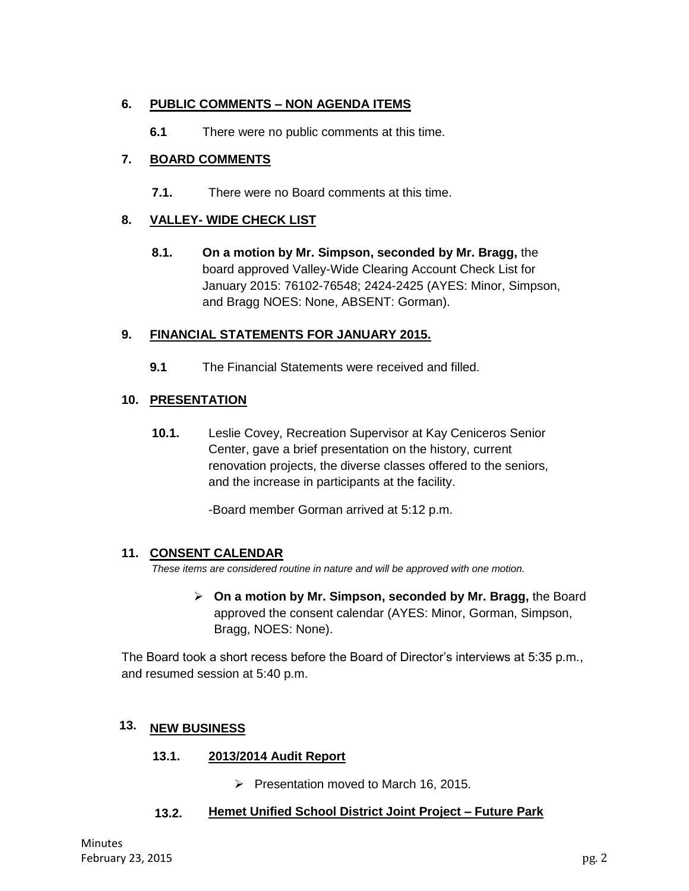## 6. PUBLIC COMMENTS – NON AGENDA ITEMS

**6.1** There were no public comments at this time.

## 7. BOARD COMMENTS

**7.1.** There were no Board comments at this time.

## 8. VALLEY- WIDE CHECK LIST

**8.1.** **On a motion by Mr. Simpson, seconded by Mr. Bragg,** the board approved Valley-Wide Clearing Account Check List for January 2015: 76102-76548; 2424-2425 (AYES: Minor, Simpson, and Bragg NOES: None, ABSENT: Gorman).

## 9. FINANCIAL STATEMENTS FOR JANUARY 2015.

**9.1** The Financial Statements were received and filled.

## 10. PRESENTATION

**10.1.** Leslie Covey, Recreation Supervisor at Kay Ceniceros Senior Center, gave a brief presentation on the history, current renovation projects, the diverse classes offered to the seniors, and the increase in participants at the facility.

-Board member Gorman arrived at 5:12 p.m.

## 11. CONSENT CALENDAR

*These items are considered routine in nature and will be approved with one motion.*

- **On a motion by Mr. Simpson, seconded by Mr. Bragg,** the Board approved the consent calendar (AYES: Minor, Gorman, Simpson, Bragg, NOES: None).

The Board took a short recess before the Board of Director's interviews at 5:35 p.m., and resumed session at 5:40 p.m.

## 13. NEW BUSINESS

### 13.1. 2013/2014 Audit Report

- Presentation moved to March 16, 2015.

### 13.2. Hemet Unified School District Joint Project – Future Park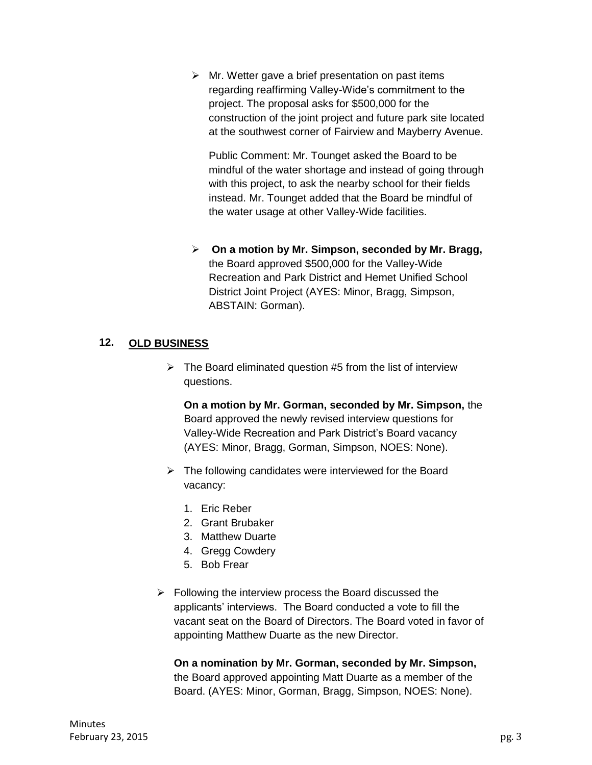- Mr. Wetter gave a brief presentation on past items regarding reaffirming Valley-Wide's commitment to the project. The proposal asks for $500,000 for the construction of the joint project and future park site located at the southwest corner of Fairview and Mayberry Avenue.

  Public Comment: Mr. Tounget asked the Board to be mindful of the water shortage and instead of going through with this project, to ask the nearby school for their fields instead. Mr. Tounget added that the Board be mindful of the water usage at other Valley-Wide facilities.

- **On a motion by Mr. Simpson, seconded by Mr. Bragg,** the Board approved $500,000 for the Valley-Wide Recreation and Park District and Hemet Unified School District Joint Project (AYES: Minor, Bragg, Simpson, ABSTAIN: Gorman).

## 12. OLD BUSINESS

- The Board eliminated question #5 from the list of interview questions.

  **On a motion by Mr. Gorman, seconded by Mr. Simpson,** the Board approved the newly revised interview questions for Valley-Wide Recreation and Park District's Board vacancy (AYES: Minor, Bragg, Gorman, Simpson, NOES: None).

- The following candidates were interviewed for the Board vacancy:

  1. Eric Reber
  2. Grant Brubaker
  3. Matthew Duarte
  4. Gregg Cowdery
  5. Bob Frear

- Following the interview process the Board discussed the applicants' interviews. The Board conducted a vote to fill the vacant seat on the Board of Directors. The Board voted in favor of appointing Matthew Duarte as the new Director.

  **On a nomination by Mr. Gorman, seconded by Mr. Simpson,** the Board approved appointing Matt Duarte as a member of the Board. (AYES: Minor, Gorman, Bragg, Simpson, NOES: None).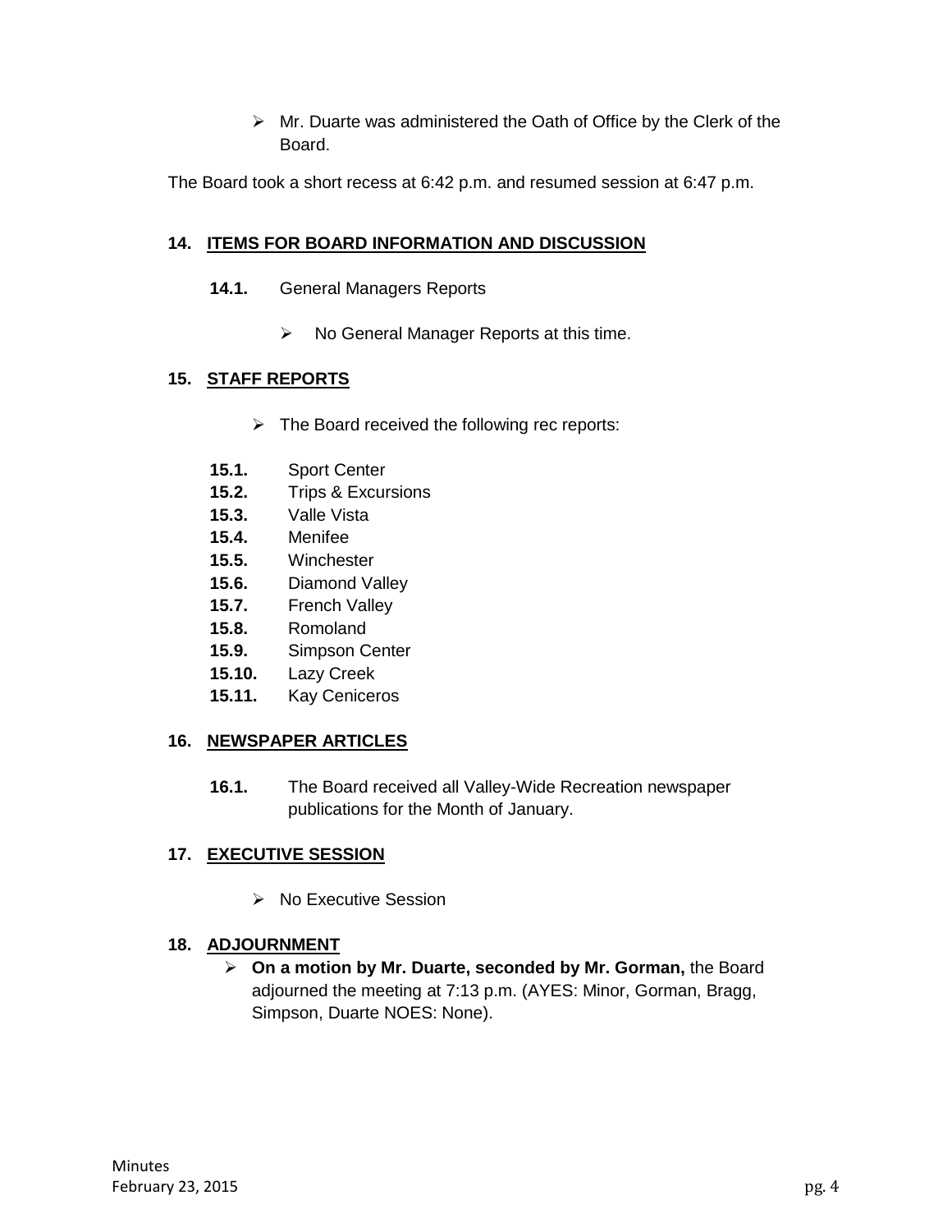- Mr. Duarte was administered the Oath of Office by the Clerk of the Board.

The Board took a short recess at 6:42 p.m. and resumed session at 6:47 p.m.

## 14. ITEMS FOR BOARD INFORMATION AND DISCUSSION

**14.1.** General Managers Reports

- No General Manager Reports at this time.

## 15. STAFF REPORTS

- The Board received the following rec reports:

**15.1.** Sport Center
**15.2.** Trips & Excursions
**15.3.** Valle Vista
**15.4.** Menifee
**15.5.** Winchester
**15.6.** Diamond Valley
**15.7.** French Valley
**15.8.** Romoland
**15.9.** Simpson Center
**15.10.** Lazy Creek
**15.11.** Kay Ceniceros

## 16. NEWSPAPER ARTICLES

**16.1.** The Board received all Valley-Wide Recreation newspaper publications for the Month of January.

## 17. EXECUTIVE SESSION

- No Executive Session

## 18. ADJOURNMENT

- **On a motion by Mr. Duarte, seconded by Mr. Gorman,** the Board adjourned the meeting at 7:13 p.m. (AYES: Minor, Gorman, Bragg, Simpson, Duarte NOES: None).